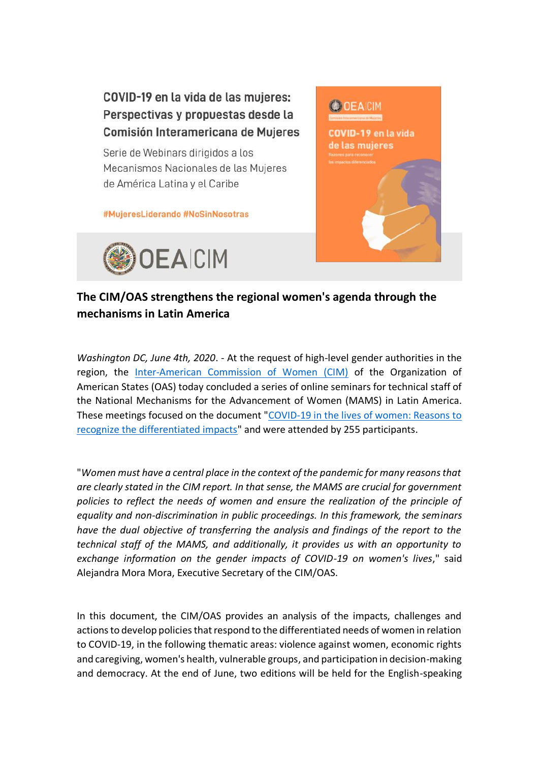COVID-19 en la vida de las mujeres: Perspectivas y propuestas desde la Comisión Interamericana de Mujeres

Serie de Webinars dirigidos a los Mecanismos Nacionales de las Mujeres de América Latina y el Caribe

#MujeresLiderando #NoSinNosotras

OEA|CIM

OEA|CIM

COVID-19 en la vida de las mujeres

Razones para reconocer los impactos diferenciados

## The CIM/OAS strengthens the regional women's agenda through the mechanisms in Latin America

*Washington DC, June 4th, 2020*. - At the request of high-level gender authorities in the region, the [Inter-American Commission of Women (CIM)]() of the Organization of American States (OAS) today concluded a series of online seminars for technical staff of the National Mechanisms for the Advancement of Women (MAMS) in Latin America. These meetings focused on the document "[COVID-19 in the lives of women: Reasons to recognize the differentiated impacts]()" and were attended by 255 participants.

"*Women must have a central place in the context of the pandemic for many reasons that are clearly stated in the CIM report. In that sense, the MAMS are crucial for government policies to reflect the needs of women and ensure the realization of the principle of equality and non-discrimination in public proceedings. In this framework, the seminars have the dual objective of transferring the analysis and findings of the report to the technical staff of the MAMS, and additionally, it provides us with an opportunity to exchange information on the gender impacts of COVID-19 on women's lives*," said Alejandra Mora Mora, Executive Secretary of the CIM/OAS.

In this document, the CIM/OAS provides an analysis of the impacts, challenges and actions to develop policies that respond to the differentiated needs of women in relation to COVID-19, in the following thematic areas: violence against women, economic rights and caregiving, women's health, vulnerable groups, and participation in decision-making and democracy. At the end of June, two editions will be held for the English-speaking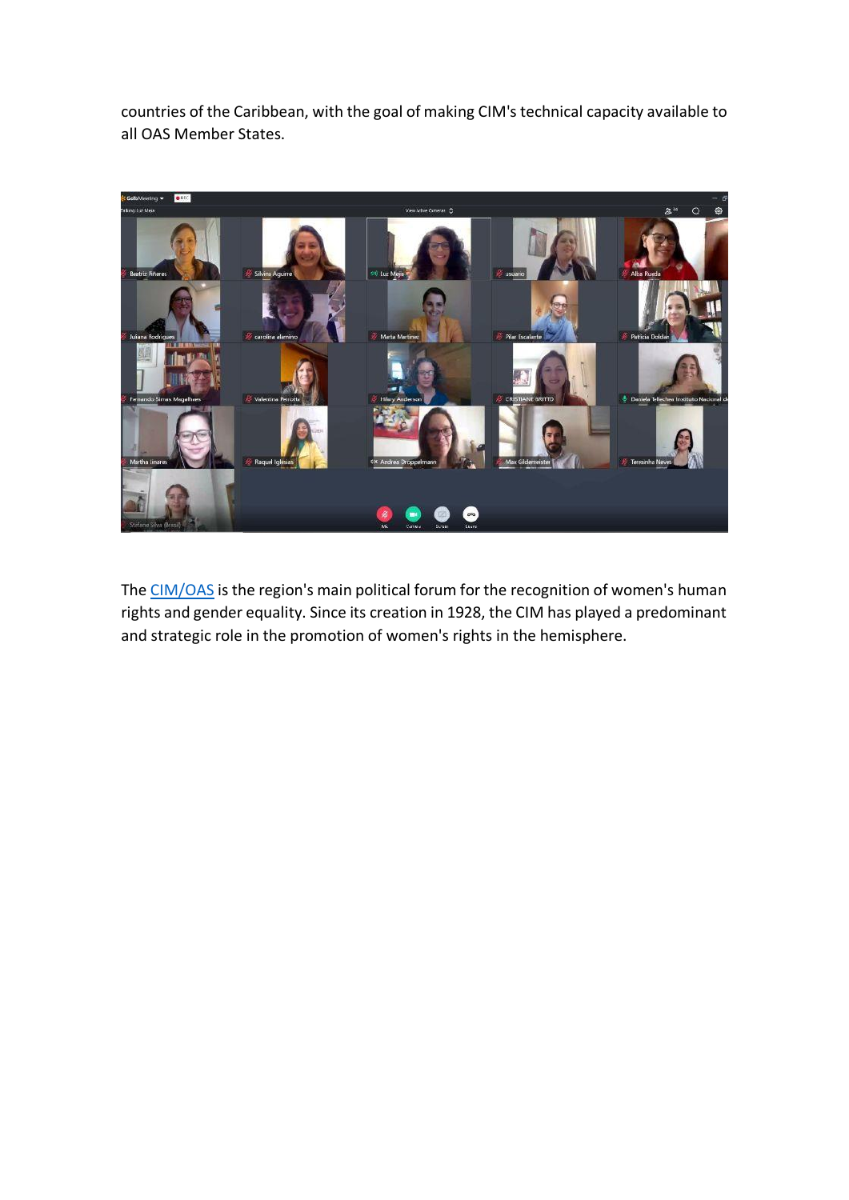countries of the Caribbean, with the goal of making CIM's technical capacity available to all OAS Member States.

The [CIM/OAS](CIM/OAS) is the region's main political forum for the recognition of women's human rights and gender equality. Since its creation in 1928, the CIM has played a predominant and strategic role in the promotion of women's rights in the hemisphere.